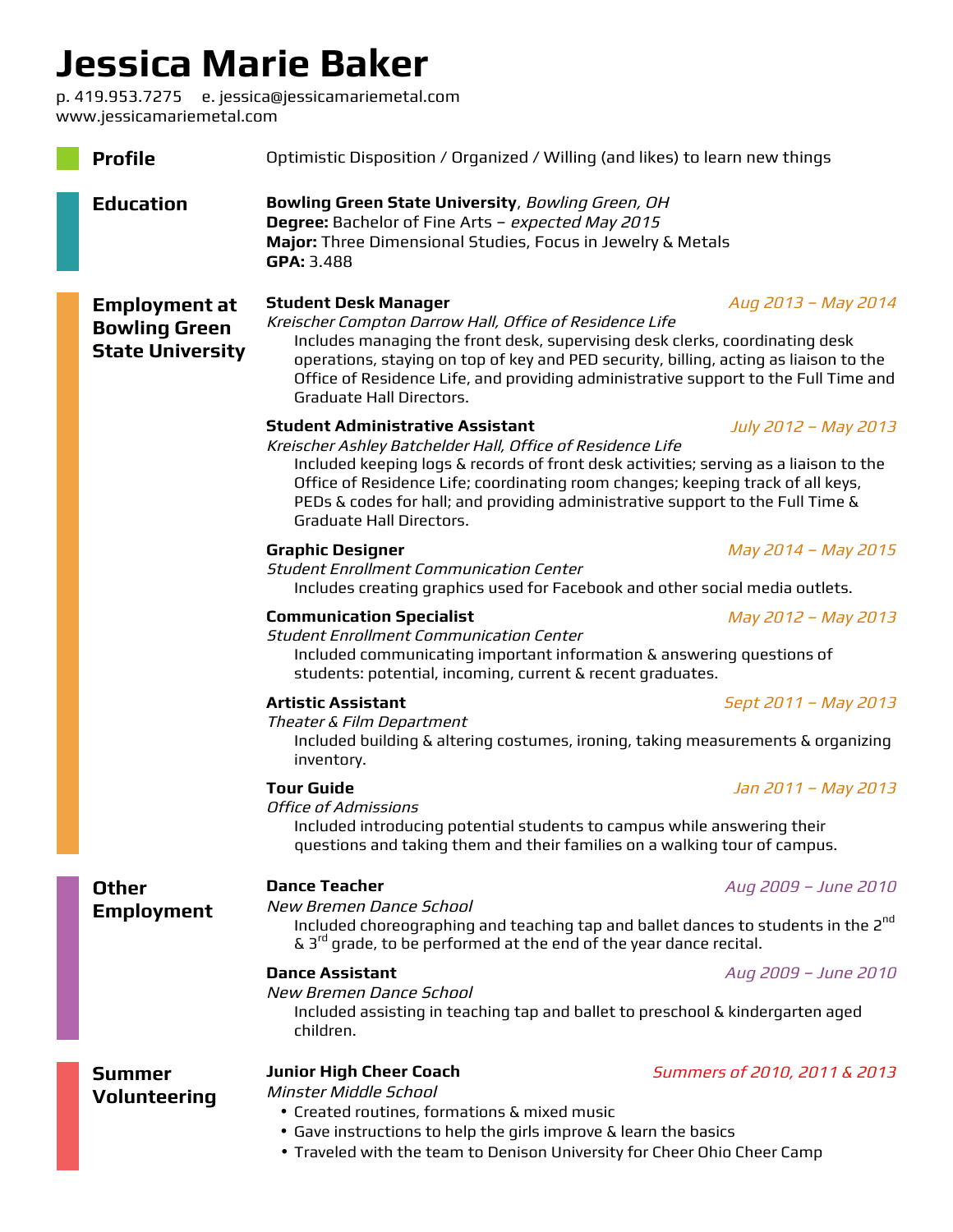# Jessica Marie Baker

p. 419.953.7275 e. jessica@jessicamariemetal.com
www.jessicamariemetal.com

## Profile

Optimistic Disposition / Organized / Willing (and likes) to learn new things

## Education

**Bowling Green State University**, *Bowling Green, OH*
**Degree:** Bachelor of Fine Arts – *expected May 2015*
**Major:** Three Dimensional Studies, Focus in Jewelry & Metals
**GPA:** 3.488

## Employment at Bowling Green State University

**Student Desk Manager** *Aug 2013 – May 2014*
*Kreischer Compton Darrow Hall, Office of Residence Life*
Includes managing the front desk, supervising desk clerks, coordinating desk operations, staying on top of key and PED security, billing, acting as liaison to the Office of Residence Life, and providing administrative support to the Full Time and Graduate Hall Directors.

**Student Administrative Assistant** *July 2012 – May 2013*
*Kreischer Ashley Batchelder Hall, Office of Residence Life*
Included keeping logs & records of front desk activities; serving as a liaison to the Office of Residence Life; coordinating room changes; keeping track of all keys, PEDs & codes for hall; and providing administrative support to the Full Time & Graduate Hall Directors.

**Graphic Designer** *May 2014 – May 2015*
*Student Enrollment Communication Center*
Includes creating graphics used for Facebook and other social media outlets.

**Communication Specialist** *May 2012 – May 2013*
*Student Enrollment Communication Center*
Included communicating important information & answering questions of students: potential, incoming, current & recent graduates.

**Artistic Assistant** *Sept 2011 – May 2013*
*Theater & Film Department*
Included building & altering costumes, ironing, taking measurements & organizing inventory.

**Tour Guide** *Jan 2011 – May 2013*
*Office of Admissions*
Included introducing potential students to campus while answering their questions and taking them and their families on a walking tour of campus.

## Other Employment

**Dance Teacher** *Aug 2009 – June 2010*
*New Bremen Dance School*
Included choreographing and teaching tap and ballet dances to students in the 2nd & 3rd grade, to be performed at the end of the year dance recital.

**Dance Assistant** *Aug 2009 – June 2010*
*New Bremen Dance School*
Included assisting in teaching tap and ballet to preschool & kindergarten aged children.

## Summer Volunteering

**Junior High Cheer Coach** *Summers of 2010, 2011 & 2013*
*Minster Middle School*

- Created routines, formations & mixed music
- Gave instructions to help the girls improve & learn the basics
- Traveled with the team to Denison University for Cheer Ohio Cheer Camp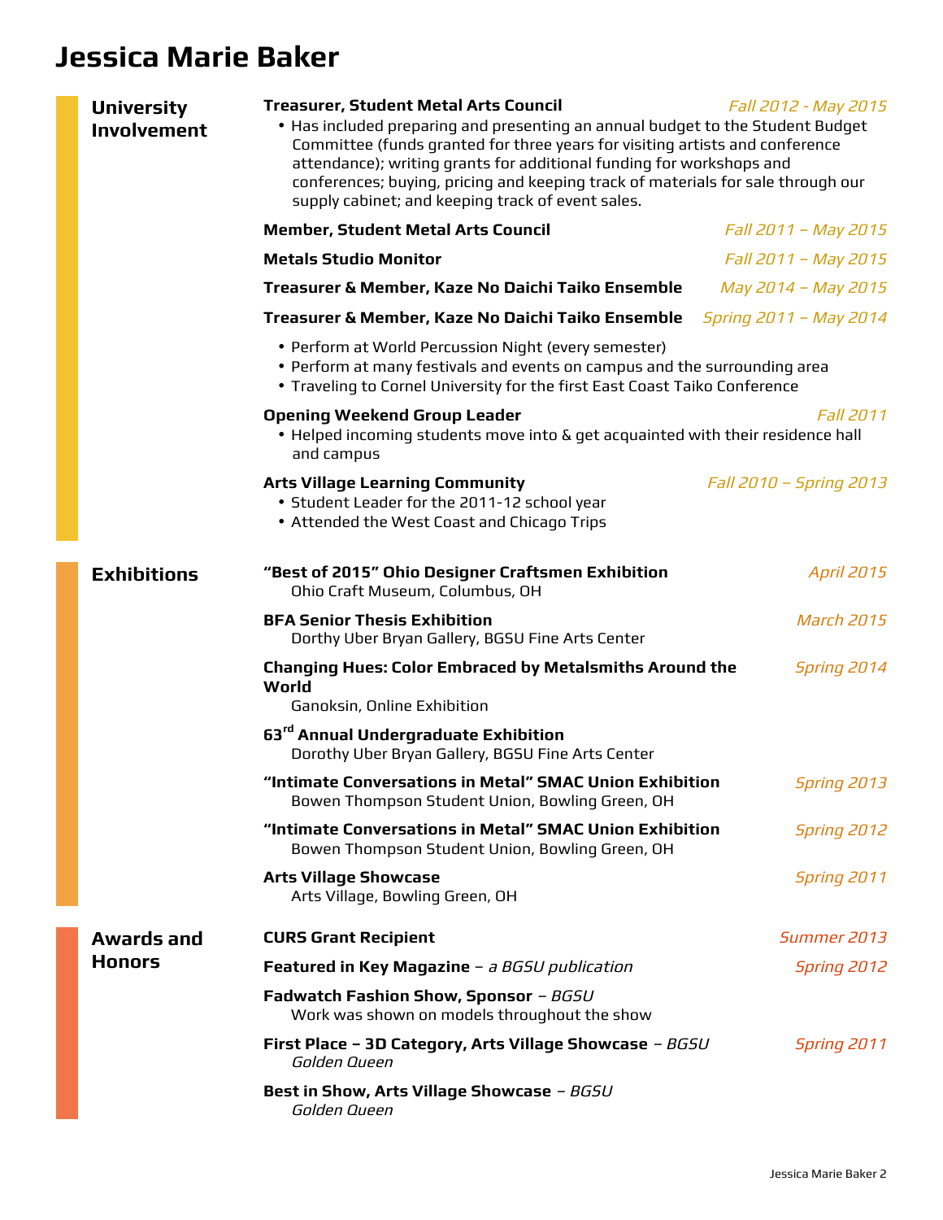# Jessica Marie Baker

## University Involvement

**Treasurer, Student Metal Arts Council** *Fall 2012 - May 2015*

- Has included preparing and presenting an annual budget to the Student Budget Committee (funds granted for three years for visiting artists and conference attendance); writing grants for additional funding for workshops and conferences; buying, pricing and keeping track of materials for sale through our supply cabinet; and keeping track of event sales.

**Member, Student Metal Arts Council** *Fall 2011 – May 2015*

**Metals Studio Monitor** *Fall 2011 – May 2015*

**Treasurer & Member, Kaze No Daichi Taiko Ensemble** *May 2014 – May 2015*

**Treasurer & Member, Kaze No Daichi Taiko Ensemble** *Spring 2011 – May 2014*

- Perform at World Percussion Night (every semester)
- Perform at many festivals and events on campus and the surrounding area
- Traveling to Cornel University for the first East Coast Taiko Conference

**Opening Weekend Group Leader** *Fall 2011*

- Helped incoming students move into & get acquainted with their residence hall and campus

**Arts Village Learning Community** *Fall 2010 – Spring 2013*

- Student Leader for the 2011-12 school year
- Attended the West Coast and Chicago Trips

## Exhibitions

**"Best of 2015" Ohio Designer Craftsmen Exhibition** *April 2015*
Ohio Craft Museum, Columbus, OH

**BFA Senior Thesis Exhibition** *March 2015*
Dorthy Uber Bryan Gallery, BGSU Fine Arts Center

**Changing Hues: Color Embraced by Metalsmiths Around the World** *Spring 2014*
Ganoksin, Online Exhibition

**63rd Annual Undergraduate Exhibition**
Dorothy Uber Bryan Gallery, BGSU Fine Arts Center

**"Intimate Conversations in Metal" SMAC Union Exhibition** *Spring 2013*
Bowen Thompson Student Union, Bowling Green, OH

**"Intimate Conversations in Metal" SMAC Union Exhibition** *Spring 2012*
Bowen Thompson Student Union, Bowling Green, OH

**Arts Village Showcase** *Spring 2011*
Arts Village, Bowling Green, OH

## Awards and Honors

**CURS Grant Recipient** *Summer 2013*

**Featured in Key Magazine** – *a BGSU publication* *Spring 2012*

**Fadwatch Fashion Show, Sponsor** – *BGSU*
Work was shown on models throughout the show

**First Place – 3D Category, Arts Village Showcase** – *BGSU* *Spring 2011*
*Golden Queen*

**Best in Show, Arts Village Showcase** – *BGSU*
*Golden Queen*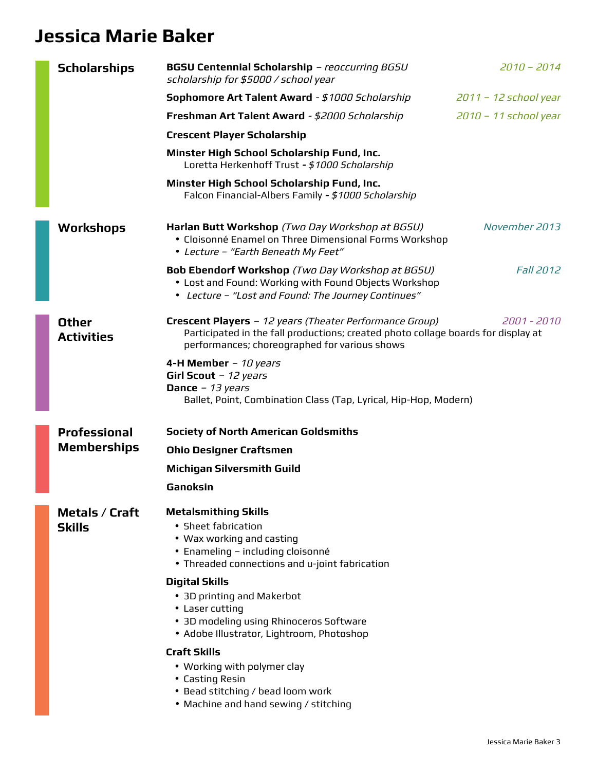# Jessica Marie Baker

## Scholarships

**BGSU Centennial Scholarship** – *reoccurring BGSU scholarship for $5000 / school year* — *2010 – 2014*

**Sophomore Art Talent Award** - *$1000 Scholarship* — *2011 – 12 school year*

**Freshman Art Talent Award** - *$2000 Scholarship* — *2010 – 11 school year*

**Crescent Player Scholarship**

**Minster High School Scholarship Fund, Inc.**
Loretta Herkenhoff Trust **-** *$1000 Scholarship*

**Minster High School Scholarship Fund, Inc.**
Falcon Financial-Albers Family **-** *$1000 Scholarship*

## Workshops

**Harlan Butt Workshop** *(Two Day Workshop at BGSU)* — *November 2013*
- Cloisonné Enamel on Three Dimensional Forms Workshop
- *Lecture – "Earth Beneath My Feet"*

**Bob Ebendorf Workshop** *(Two Day Workshop at BGSU)* — *Fall 2012*
- Lost and Found: Working with Found Objects Workshop
- *Lecture – "Lost and Found: The Journey Continues"*

## Other Activities

**Crescent Players** – *12 years (Theater Performance Group)* — *2001 - 2010*
Participated in the fall productions; created photo collage boards for display at performances; choreographed for various shows

**4-H Member** – *10 years*
**Girl Scout** – *12 years*
**Dance** – *13 years*
Ballet, Point, Combination Class (Tap, Lyrical, Hip-Hop, Modern)

## Professional Memberships

**Society of North American Goldsmiths**

**Ohio Designer Craftsmen**

**Michigan Silversmith Guild**

**Ganoksin**

## Metals / Craft Skills

**Metalsmithing Skills**
- Sheet fabrication
- Wax working and casting
- Enameling – including cloisonné
- Threaded connections and u-joint fabrication

**Digital Skills**
- 3D printing and Makerbot
- Laser cutting
- 3D modeling using Rhinoceros Software
- Adobe Illustrator, Lightroom, Photoshop

**Craft Skills**
- Working with polymer clay
- Casting Resin
- Bead stitching / bead loom work
- Machine and hand sewing / stitching